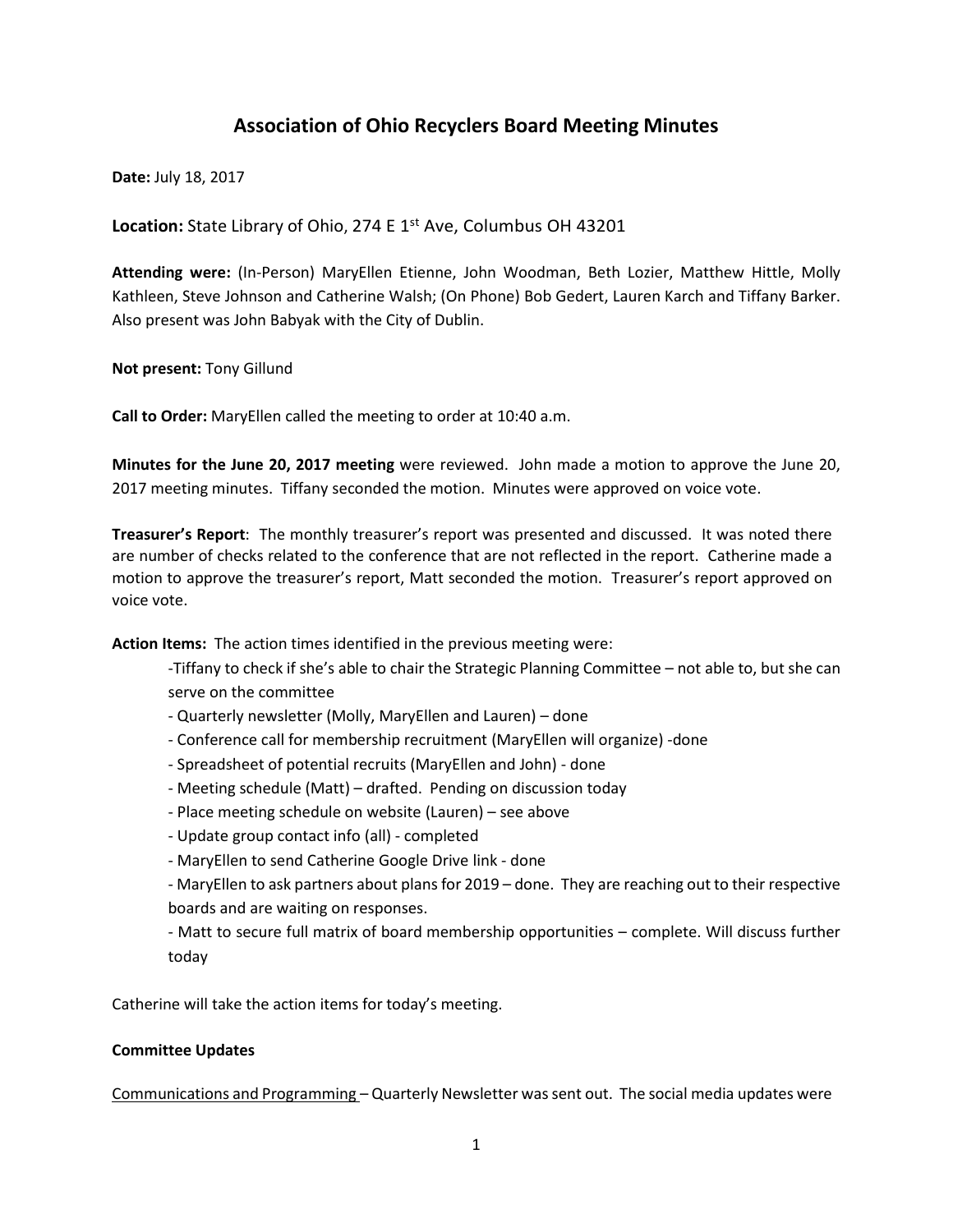# Association of Ohio Recyclers Board Meeting Minutes

**Date:** July 18, 2017

**Location:** State Library of Ohio, 274 E 1st Ave, Columbus OH 43201

**Attending were:** (In-Person) MaryEllen Etienne, John Woodman, Beth Lozier, Matthew Hittle, Molly Kathleen, Steve Johnson and Catherine Walsh; (On Phone) Bob Gedert, Lauren Karch and Tiffany Barker. Also present was John Babyak with the City of Dublin.

**Not present:** Tony Gillund

**Call to Order:** MaryEllen called the meeting to order at 10:40 a.m.

**Minutes for the June 20, 2017 meeting** were reviewed. John made a motion to approve the June 20, 2017 meeting minutes. Tiffany seconded the motion. Minutes were approved on voice vote.

**Treasurer's Report**: The monthly treasurer's report was presented and discussed. It was noted there are number of checks related to the conference that are not reflected in the report. Catherine made a motion to approve the treasurer's report, Matt seconded the motion. Treasurer's report approved on voice vote.

**Action Items:** The action times identified in the previous meeting were:

- Tiffany to check if she's able to chair the Strategic Planning Committee – not able to, but she can serve on the committee
- Quarterly newsletter (Molly, MaryEllen and Lauren) – done
- Conference call for membership recruitment (MaryEllen will organize) -done
- Spreadsheet of potential recruits (MaryEllen and John) - done
- Meeting schedule (Matt) – drafted. Pending on discussion today
- Place meeting schedule on website (Lauren) – see above
- Update group contact info (all) - completed
- MaryEllen to send Catherine Google Drive link - done
- MaryEllen to ask partners about plans for 2019 – done. They are reaching out to their respective boards and are waiting on responses.
- Matt to secure full matrix of board membership opportunities – complete. Will discuss further today

Catherine will take the action items for today's meeting.

**Committee Updates**

Communications and Programming – Quarterly Newsletter was sent out. The social media updates were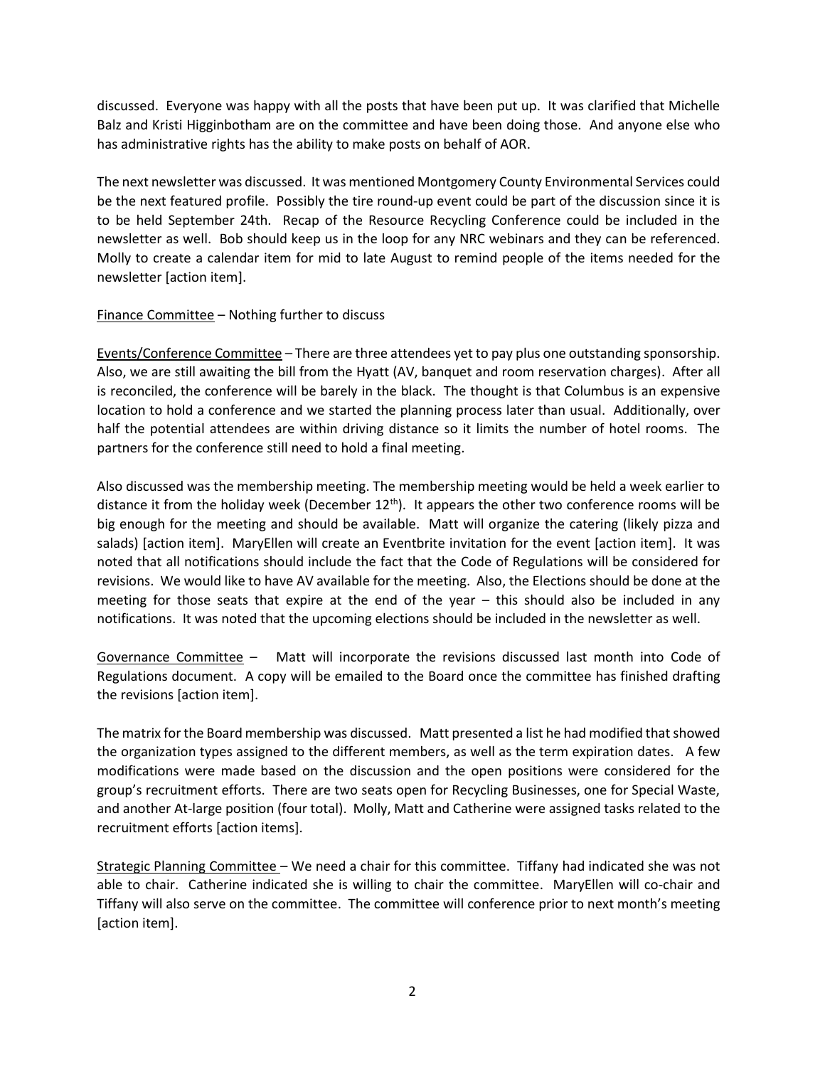discussed. Everyone was happy with all the posts that have been put up. It was clarified that Michelle Balz and Kristi Higginbotham are on the committee and have been doing those. And anyone else who has administrative rights has the ability to make posts on behalf of AOR.

The next newsletter was discussed. It was mentioned Montgomery County Environmental Services could be the next featured profile. Possibly the tire round-up event could be part of the discussion since it is to be held September 24th. Recap of the Resource Recycling Conference could be included in the newsletter as well. Bob should keep us in the loop for any NRC webinars and they can be referenced. Molly to create a calendar item for mid to late August to remind people of the items needed for the newsletter [action item].

<u>Finance Committee</u> – Nothing further to discuss

<u>Events/Conference Committee</u> – There are three attendees yet to pay plus one outstanding sponsorship. Also, we are still awaiting the bill from the Hyatt (AV, banquet and room reservation charges). After all is reconciled, the conference will be barely in the black. The thought is that Columbus is an expensive location to hold a conference and we started the planning process later than usual. Additionally, over half the potential attendees are within driving distance so it limits the number of hotel rooms. The partners for the conference still need to hold a final meeting.

Also discussed was the membership meeting. The membership meeting would be held a week earlier to distance it from the holiday week (December 12th). It appears the other two conference rooms will be big enough for the meeting and should be available. Matt will organize the catering (likely pizza and salads) [action item]. MaryEllen will create an Eventbrite invitation for the event [action item]. It was noted that all notifications should include the fact that the Code of Regulations will be considered for revisions. We would like to have AV available for the meeting. Also, the Elections should be done at the meeting for those seats that expire at the end of the year – this should also be included in any notifications. It was noted that the upcoming elections should be included in the newsletter as well.

<u>Governance Committee</u> – Matt will incorporate the revisions discussed last month into Code of Regulations document. A copy will be emailed to the Board once the committee has finished drafting the revisions [action item].

The matrix for the Board membership was discussed. Matt presented a list he had modified that showed the organization types assigned to the different members, as well as the term expiration dates. A few modifications were made based on the discussion and the open positions were considered for the group's recruitment efforts. There are two seats open for Recycling Businesses, one for Special Waste, and another At-large position (four total). Molly, Matt and Catherine were assigned tasks related to the recruitment efforts [action items].

<u>Strategic Planning Committee</u> – We need a chair for this committee. Tiffany had indicated she was not able to chair. Catherine indicated she is willing to chair the committee. MaryEllen will co-chair and Tiffany will also serve on the committee. The committee will conference prior to next month's meeting [action item].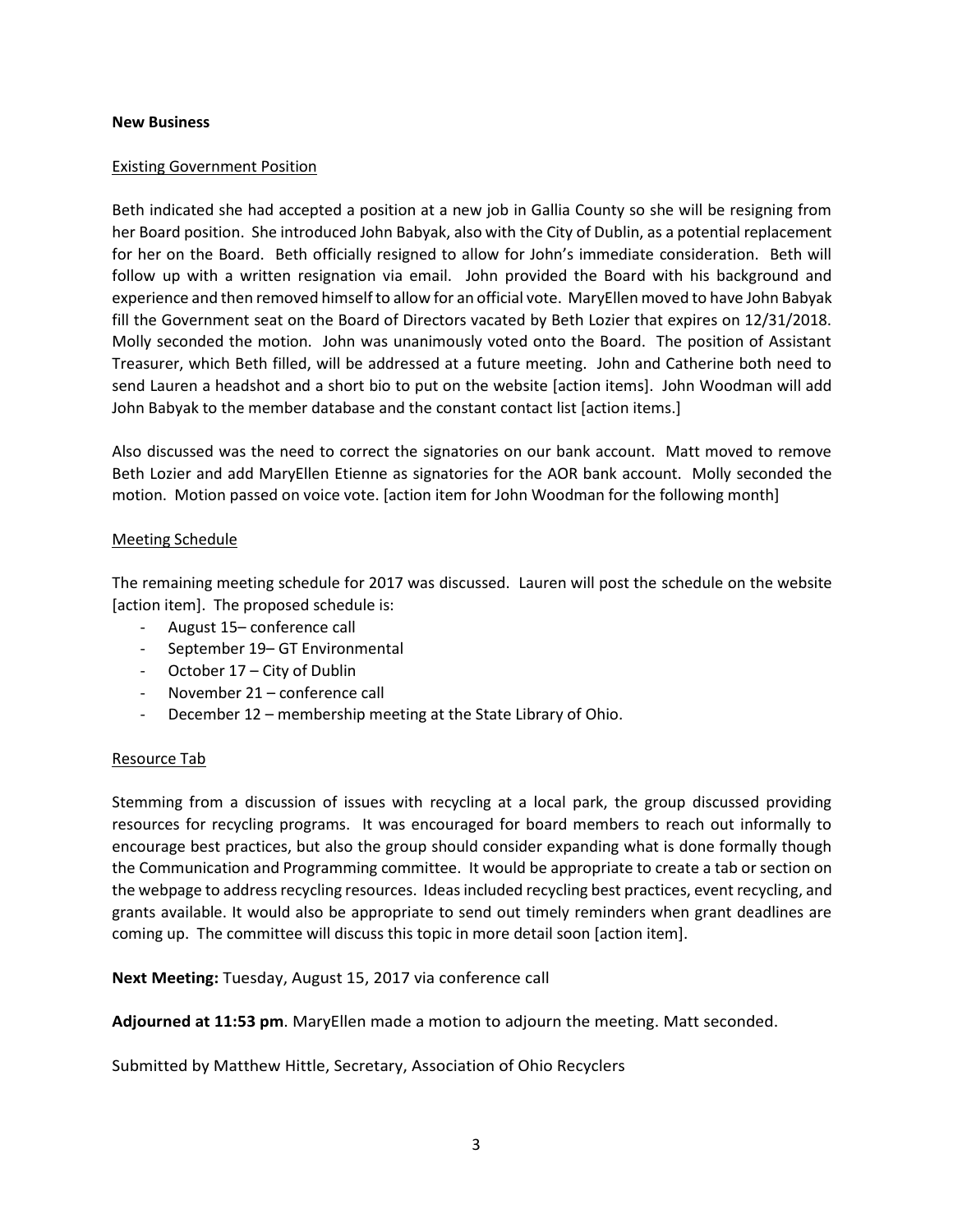**New Business**

Existing Government Position

Beth indicated she had accepted a position at a new job in Gallia County so she will be resigning from her Board position. She introduced John Babyak, also with the City of Dublin, as a potential replacement for her on the Board. Beth officially resigned to allow for John's immediate consideration. Beth will follow up with a written resignation via email. John provided the Board with his background and experience and then removed himself to allow for an official vote. MaryEllen moved to have John Babyak fill the Government seat on the Board of Directors vacated by Beth Lozier that expires on 12/31/2018. Molly seconded the motion. John was unanimously voted onto the Board. The position of Assistant Treasurer, which Beth filled, will be addressed at a future meeting. John and Catherine both need to send Lauren a headshot and a short bio to put on the website [action items]. John Woodman will add John Babyak to the member database and the constant contact list [action items.]

Also discussed was the need to correct the signatories on our bank account. Matt moved to remove Beth Lozier and add MaryEllen Etienne as signatories for the AOR bank account. Molly seconded the motion. Motion passed on voice vote. [action item for John Woodman for the following month]

Meeting Schedule

The remaining meeting schedule for 2017 was discussed. Lauren will post the schedule on the website [action item]. The proposed schedule is:

- August 15– conference call
- September 19– GT Environmental
- October 17 – City of Dublin
- November 21 – conference call
- December 12 – membership meeting at the State Library of Ohio.

Resource Tab

Stemming from a discussion of issues with recycling at a local park, the group discussed providing resources for recycling programs. It was encouraged for board members to reach out informally to encourage best practices, but also the group should consider expanding what is done formally though the Communication and Programming committee. It would be appropriate to create a tab or section on the webpage to address recycling resources. Ideas included recycling best practices, event recycling, and grants available. It would also be appropriate to send out timely reminders when grant deadlines are coming up. The committee will discuss this topic in more detail soon [action item].

**Next Meeting:** Tuesday, August 15, 2017 via conference call

**Adjourned at 11:53 pm**. MaryEllen made a motion to adjourn the meeting. Matt seconded.

Submitted by Matthew Hittle, Secretary, Association of Ohio Recyclers